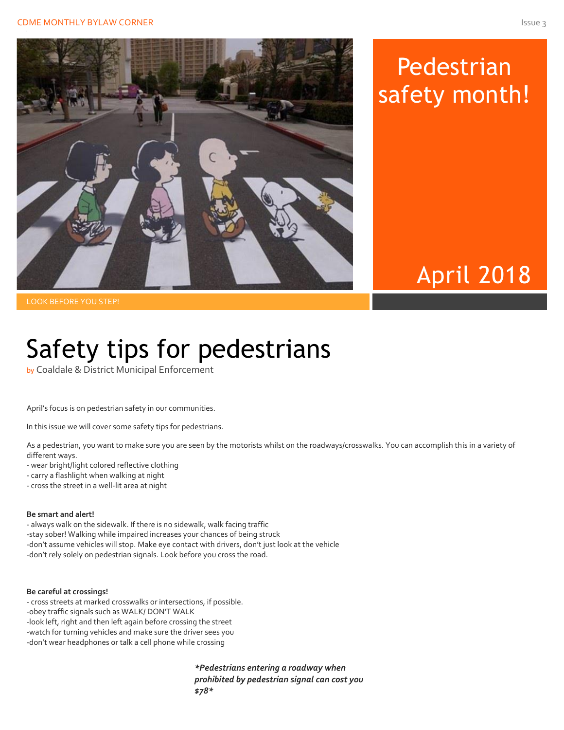CDME MONTHLY BYLAW CORNER

# Pedestrian safety month!

April 2018

LOOK BEFORE YOU STEP!

# Safety tips for pedestrians

by Coaldale & District Municipal Enforcement

April's focus is on pedestrian safety in our communities.

In this issue we will cover some safety tips for pedestrians.

As a pedestrian, you want to make sure you are seen by the motorists whilst on the roadways/crosswalks. You can accomplish this in a variety of different ways.

- wear bright/light colored reflective clothing
- carry a flashlight when walking at night
- cross the street in a well-lit area at night

**Be smart and alert!**

- always walk on the sidewalk. If there is no sidewalk, walk facing traffic
- stay sober! Walking while impaired increases your chances of being struck
- don't assume vehicles will stop. Make eye contact with drivers, don't just look at the vehicle
- don't rely solely on pedestrian signals. Look before you cross the road.

**Be careful at crossings!**

- cross streets at marked crosswalks or intersections, if possible.
- obey traffic signals such as WALK/ DON'T WALK
- look left, right and then left again before crossing the street
- watch for turning vehicles and make sure the driver sees you
- don't wear headphones or talk a cell phone while crossing

***Pedestrians entering a roadway when prohibited by pedestrian signal can cost you $78****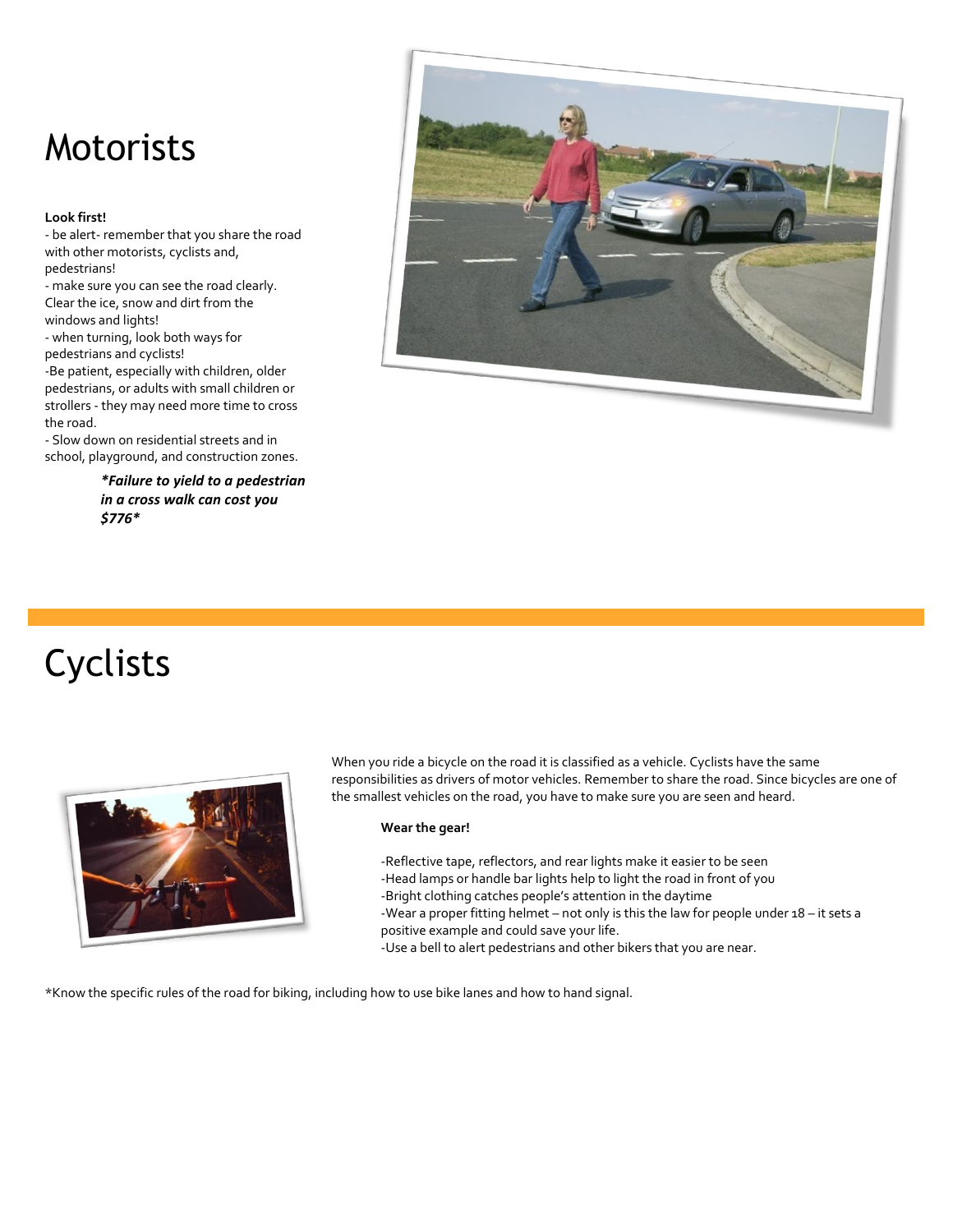# Motorists

**Look first!**

- be alert- remember that you share the road with other motorists, cyclists and, pedestrians!
- make sure you can see the road clearly. Clear the ice, snow and dirt from the windows and lights!
- when turning, look both ways for pedestrians and cyclists!
-Be patient, especially with children, older pedestrians, or adults with small children or strollers - they may need more time to cross the road.
- Slow down on residential streets and in school, playground, and construction zones.

***Failure to yield to a pedestrian in a cross walk can cost you $776***

# Cyclists

When you ride a bicycle on the road it is classified as a vehicle. Cyclists have the same responsibilities as drivers of motor vehicles. Remember to share the road. Since bicycles are one of the smallest vehicles on the road, you have to make sure you are seen and heard.

**Wear the gear!**

-Reflective tape, reflectors, and rear lights make it easier to be seen
-Head lamps or handle bar lights help to light the road in front of you
-Bright clothing catches people's attention in the daytime
-Wear a proper fitting helmet – not only is this the law for people under 18 – it sets a positive example and could save your life.
-Use a bell to alert pedestrians and other bikers that you are near.

*Know the specific rules of the road for biking, including how to use bike lanes and how to hand signal.